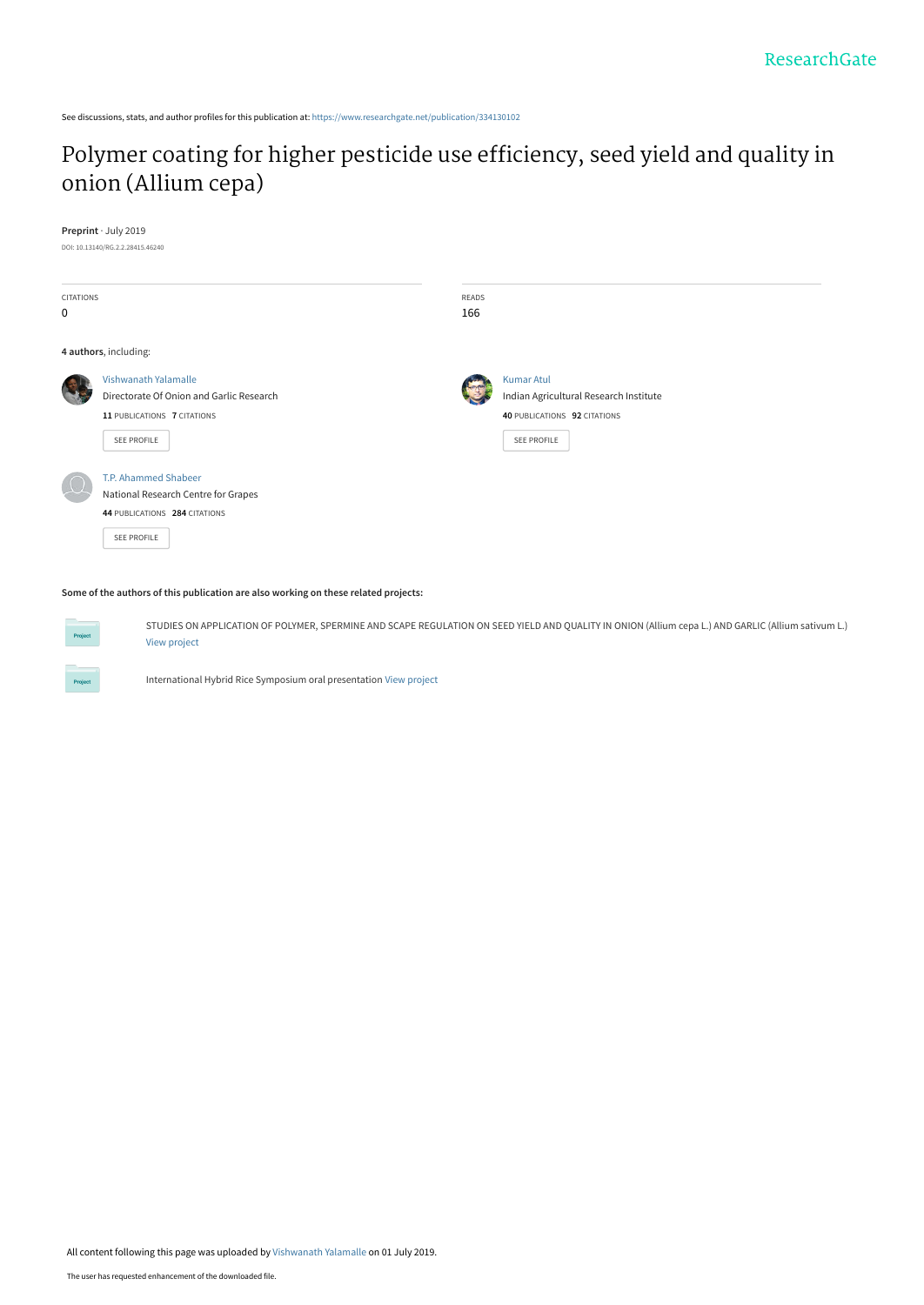ResearchGate

See discussions, stats, and author profiles for this publication at: https://www.researchgate.net/publication/334130102

# Polymer coating for higher pesticide use efficiency, seed yield and quality in onion (Allium cepa)

**Preprint** · July 2019

DOI: 10.13140/RG.2.2.28415.46240

| CITATIONS | READS |
| --- | --- |
| 0 | 166 |

**4 authors**, including:

Vishwanath Yalamalle
Directorate Of Onion and Garlic Research
**11** PUBLICATIONS **7** CITATIONS
SEE PROFILE

Kumar Atul
Indian Agricultural Research Institute
**40** PUBLICATIONS **92** CITATIONS
SEE PROFILE

T.P. Ahammed Shabeer
National Research Centre for Grapes
**44** PUBLICATIONS **284** CITATIONS
SEE PROFILE

**Some of the authors of this publication are also working on these related projects:**

Project: STUDIES ON APPLICATION OF POLYMER, SPERMINE AND SCAPE REGULATION ON SEED YIELD AND QUALITY IN ONION (Allium cepa L.) AND GARLIC (Allium sativum L.) View project

Project: International Hybrid Rice Symposium oral presentation View project

All content following this page was uploaded by Vishwanath Yalamalle on 01 July 2019.

The user has requested enhancement of the downloaded file.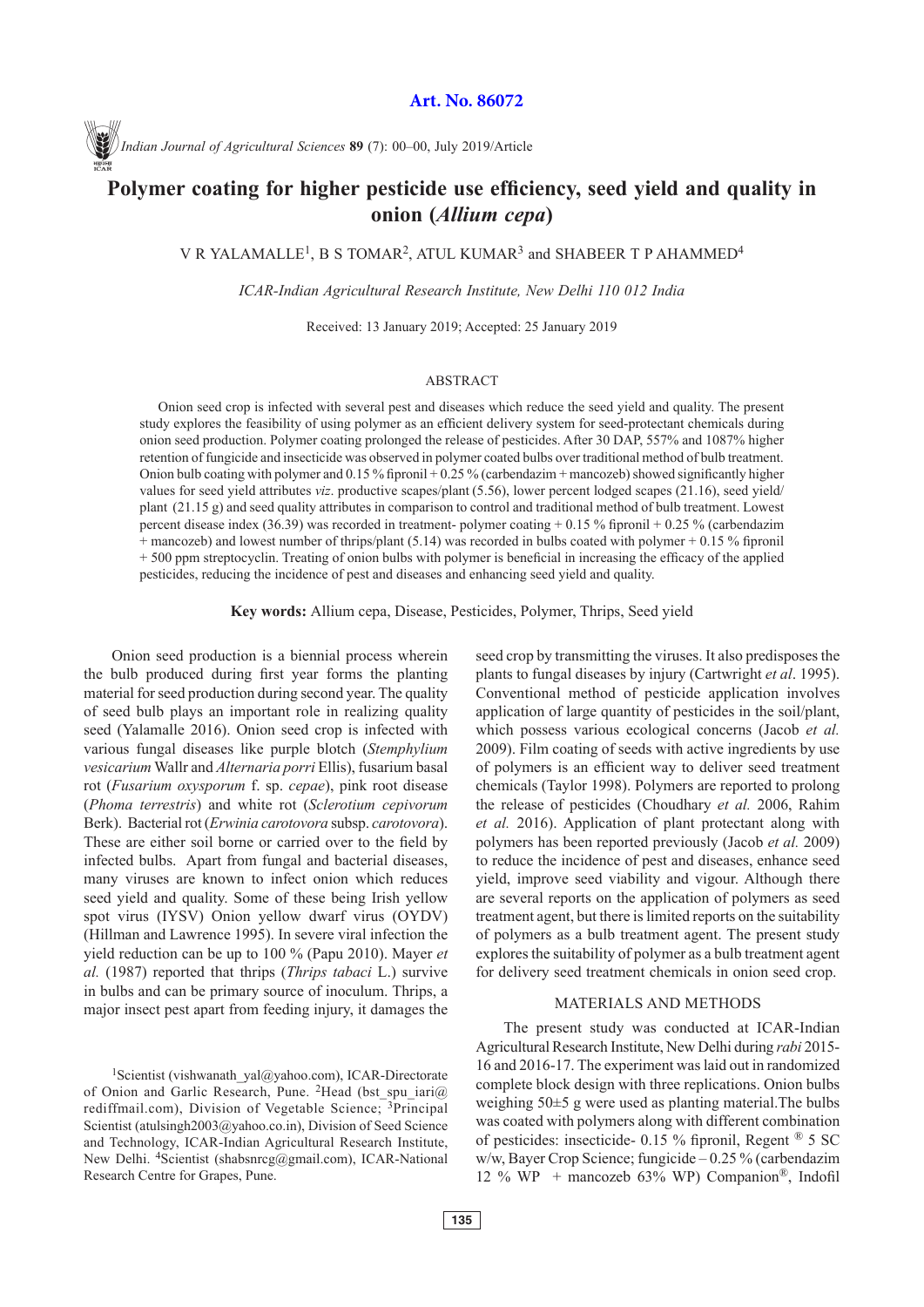# Polymer coating for higher pesticide use efficiency, seed yield and quality in onion (*Allium cepa*)

V R YALAMALLE[1], B S TOMAR[2], ATUL KUMAR[3] and SHABEER T P AHAMMED[4]

*ICAR-Indian Agricultural Research Institute, New Delhi 110 012 India*

Received: 13 January 2019; Accepted: 25 January 2019

## ABSTRACT

Onion seed crop is infected with several pest and diseases which reduce the seed yield and quality. The present study explores the feasibility of using polymer as an efficient delivery system for seed-protectant chemicals during onion seed production. Polymer coating prolonged the release of pesticides. After 30 DAP, 557% and 1087% higher retention of fungicide and insecticide was observed in polymer coated bulbs over traditional method of bulb treatment. Onion bulb coating with polymer and 0.15 % fipronil + 0.25 % (carbendazim + mancozeb) showed significantly higher values for seed yield attributes *viz*. productive scapes/plant (5.56), lower percent lodged scapes (21.16), seed yield/plant (21.15 g) and seed quality attributes in comparison to control and traditional method of bulb treatment. Lowest percent disease index (36.39) was recorded in treatment- polymer coating + 0.15 % fipronil + 0.25 % (carbendazim + mancozeb) and lowest number of thrips/plant (5.14) was recorded in bulbs coated with polymer + 0.15 % fipronil + 500 ppm streptocyclin. Treating of onion bulbs with polymer is beneficial in increasing the efficacy of the applied pesticides, reducing the incidence of pest and diseases and enhancing seed yield and quality.

**Key words:** Allium cepa, Disease, Pesticides, Polymer, Thrips, Seed yield

Onion seed production is a biennial process wherein the bulb produced during first year forms the planting material for seed production during second year. The quality of seed bulb plays an important role in realizing quality seed (Yalamalle 2016). Onion seed crop is infected with various fungal diseases like purple blotch (*Stemphylium vesicarium* Wallr and *Alternaria porri* Ellis), fusarium basal rot (*Fusarium oxysporum* f. sp. *cepae*), pink root disease (*Phoma terrestris*) and white rot (*Sclerotium cepivorum* Berk). Bacterial rot (*Erwinia carotovora* subsp. *carotovora*). These are either soil borne or carried over to the field by infected bulbs. Apart from fungal and bacterial diseases, many viruses are known to infect onion which reduces seed yield and quality. Some of these being Irish yellow spot virus (IYSV) Onion yellow dwarf virus (OYDV) (Hillman and Lawrence 1995). In severe viral infection the yield reduction can be up to 100 % (Papu 2010). Mayer *et al.* (1987) reported that thrips (*Thrips tabaci* L.) survive in bulbs and can be primary source of inoculum. Thrips, a major insect pest apart from feeding injury, it damages the seed crop by transmitting the viruses. It also predisposes the plants to fungal diseases by injury (Cartwright *et al*. 1995). Conventional method of pesticide application involves application of large quantity of pesticides in the soil/plant, which possess various ecological concerns (Jacob *et al.* 2009). Film coating of seeds with active ingredients by use of polymers is an efficient way to deliver seed treatment chemicals (Taylor 1998). Polymers are reported to prolong the release of pesticides (Choudhary *et al.* 2006, Rahim *et al.* 2016). Application of plant protectant along with polymers has been reported previously (Jacob *et al.* 2009) to reduce the incidence of pest and diseases, enhance seed yield, improve seed viability and vigour. Although there are several reports on the application of polymers as seed treatment agent, but there is limited reports on the suitability of polymers as a bulb treatment agent. The present study explores the suitability of polymer as a bulb treatment agent for delivery seed treatment chemicals in onion seed crop.

## MATERIALS AND METHODS

The present study was conducted at ICAR-Indian Agricultural Research Institute, New Delhi during *rabi* 2015-16 and 2016-17. The experiment was laid out in randomized complete block design with three replications. Onion bulbs weighing 50±5 g were used as planting material.The bulbs was coated with polymers along with different combination of pesticides: insecticide- 0.15 % fipronil, Regent ® 5 SC w/w, Bayer Crop Science; fungicide – 0.25 % (carbendazim 12 % WP + mancozeb 63% WP) Companion®, Indofil

[1]Scientist (vishwanath_yal@yahoo.com), ICAR-Directorate of Onion and Garlic Research, Pune. [2]Head (bst_spu_iari@rediffmail.com), Division of Vegetable Science; [3]Principal Scientist (atulsingh2003@yahoo.co.in), Division of Seed Science and Technology, ICAR-Indian Agricultural Research Institute, New Delhi. [4]Scientist (shabsnrcg@gmail.com), ICAR-National Research Centre for Grapes, Pune.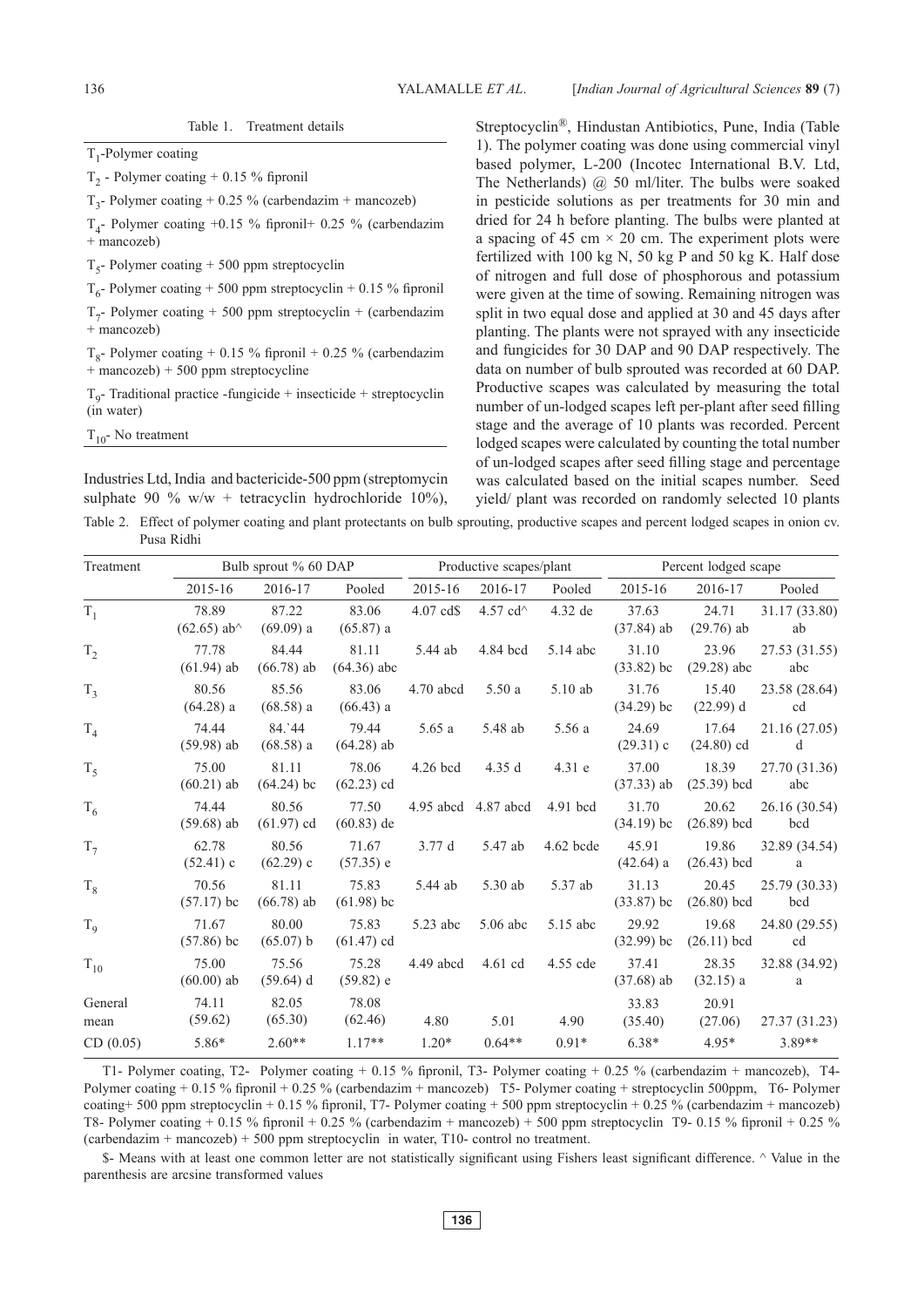Table 1. Treatment details

| |
|---|
| $T_1$-Polymer coating |
| $T_2$ - Polymer coating + 0.15 % fipronil |
| $T_3$- Polymer coating + 0.25 % (carbendazim + mancozeb) |
| $T_4$- Polymer coating +0.15 % fipronil+ 0.25 % (carbendazim + mancozeb) |
| $T_5$- Polymer coating + 500 ppm streptocyclin |
| $T_6$- Polymer coating + 500 ppm streptocyclin + 0.15 % fipronil |
| $T_7$- Polymer coating + 500 ppm streptocyclin + (carbendazim + mancozeb) |
| $T_8$- Polymer coating + 0.15 % fipronil + 0.25 % (carbendazim + mancozeb) + 500 ppm streptocycline |
| $T_9$- Traditional practice -fungicide + insecticide + streptocyclin (in water) |
| $T_{10}$- No treatment |

Industries Ltd, India and bactericide-500 ppm (streptomycin sulphate 90 % w/w + tetracyclin hydrochloride 10%), Streptocyclin®, Hindustan Antibiotics, Pune, India (Table 1). The polymer coating was done using commercial vinyl based polymer, L-200 (Incotec International B.V. Ltd, The Netherlands) @ 50 ml/liter. The bulbs were soaked in pesticide solutions as per treatments for 30 min and dried for 24 h before planting. The bulbs were planted at a spacing of 45 cm × 20 cm. The experiment plots were fertilized with 100 kg N, 50 kg P and 50 kg K. Half dose of nitrogen and full dose of phosphorous and potassium were given at the time of sowing. Remaining nitrogen was split in two equal dose and applied at 30 and 45 days after planting. The plants were not sprayed with any insecticide and fungicides for 30 DAP and 90 DAP respectively. The data on number of bulb sprouted was recorded at 60 DAP. Productive scapes was calculated by measuring the total number of un-lodged scapes left per-plant after seed filling stage and the average of 10 plants was recorded. Percent lodged scapes were calculated by counting the total number of un-lodged scapes after seed filling stage and percentage was calculated based on the initial scapes number. Seed yield/ plant was recorded on randomly selected 10 plants

Table 2. Effect of polymer coating and plant protectants on bulb sprouting, productive scapes and percent lodged scapes in onion cv. Pusa Ridhi

| Treatment | Bulb sprout % 60 DAP | | | Productive scapes/plant | | | Percent lodged scape | | |
|---|---|---|---|---|---|---|---|---|---|
| | 2015-16 | 2016-17 | Pooled | 2015-16 | 2016-17 | Pooled | 2015-16 | 2016-17 | Pooled |
| $T_1$ | 78.89 (62.65) ab^ | 87.22 (69.09) a | 83.06 (65.87) a | 4.07 cd$ | 4.57 cd^ | 4.32 de | 37.63 (37.84) ab | 24.71 (29.76) ab | 31.17 (33.80) ab |
| $T_2$ | 77.78 (61.94) ab | 84.44 (66.78) ab | 81.11 (64.36) abc | 5.44 ab | 4.84 bcd | 5.14 abc | 31.10 (33.82) bc | 23.96 (29.28) abc | 27.53 (31.55) abc |
| $T_3$ | 80.56 (64.28) a | 85.56 (68.58) a | 83.06 (66.43) a | 4.70 abcd | 5.50 a | 5.10 ab | 31.76 (34.29) bc | 15.40 (22.99) d | 23.58 (28.64) cd |
| $T_4$ | 74.44 (59.98) ab | 84.`44 (68.58) a | 79.44 (64.28) ab | 5.65 a | 5.48 ab | 5.56 a | 24.69 (29.31) c | 17.64 (24.80) cd | 21.16 (27.05) d |
| $T_5$ | 75.00 (60.21) ab | 81.11 (64.24) bc | 78.06 (62.23) cd | 4.26 bcd | 4.35 d | 4.31 e | 37.00 (37.33) ab | 18.39 (25.39) bcd | 27.70 (31.36) abc |
| $T_6$ | 74.44 (59.68) ab | 80.56 (61.97) cd | 77.50 (60.83) de | 4.95 abcd | 4.87 abcd | 4.91 bcd | 31.70 (34.19) bc | 20.62 (26.89) bcd | 26.16 (30.54) bcd |
| $T_7$ | 62.78 (52.41) c | 80.56 (62.29) c | 71.67 (57.35) e | 3.77 d | 5.47 ab | 4.62 bcde | 45.91 (42.64) a | 19.86 (26.43) bcd | 32.89 (34.54) a |
| $T_8$ | 70.56 (57.17) bc | 81.11 (66.78) ab | 75.83 (61.98) bc | 5.44 ab | 5.30 ab | 5.37 ab | 31.13 (33.87) bc | 20.45 (26.80) bcd | 25.79 (30.33) bcd |
| $T_9$ | 71.67 (57.86) bc | 80.00 (65.07) b | 75.83 (61.47) cd | 5.23 abc | 5.06 abc | 5.15 abc | 29.92 (32.99) bc | 19.68 (26.11) bcd | 24.80 (29.55) cd |
| $T_{10}$ | 75.00 (60.00) ab | 75.56 (59.64) d | 75.28 (59.82) e | 4.49 abcd | 4.61 cd | 4.55 cde | 37.41 (37.68) ab | 28.35 (32.15) a | 32.88 (34.92) a |
| General mean | 74.11 (59.62) | 82.05 (65.30) | 78.08 (62.46) | 4.80 | 5.01 | 4.90 | 33.83 (35.40) | 20.91 (27.06) | 27.37 (31.23) |
| CD (0.05) | 5.86* | 2.60** | 1.17** | 1.20* | 0.64** | 0.91* | 6.38* | 4.95* | 3.89** |

T1- Polymer coating, T2- Polymer coating + 0.15 % fipronil, T3- Polymer coating + 0.25 % (carbendazim + mancozeb), T4- Polymer coating + 0.15 % fipronil + 0.25 % (carbendazim + mancozeb) T5- Polymer coating + streptocyclin 500ppm, T6- Polymer coating+ 500 ppm streptocyclin + 0.15 % fipronil, T7- Polymer coating + 500 ppm streptocyclin + 0.25 % (carbendazim + mancozeb) T8- Polymer coating + 0.15 % fipronil + 0.25 % (carbendazim + mancozeb) + 500 ppm streptocyclin T9- 0.15 % fipronil + 0.25 % (carbendazim + mancozeb) + 500 ppm streptocyclin in water, T10- control no treatment.

$- Means with at least one common letter are not statistically significant using Fishers least significant difference. ^ Value in the parenthesis are arcsine transformed values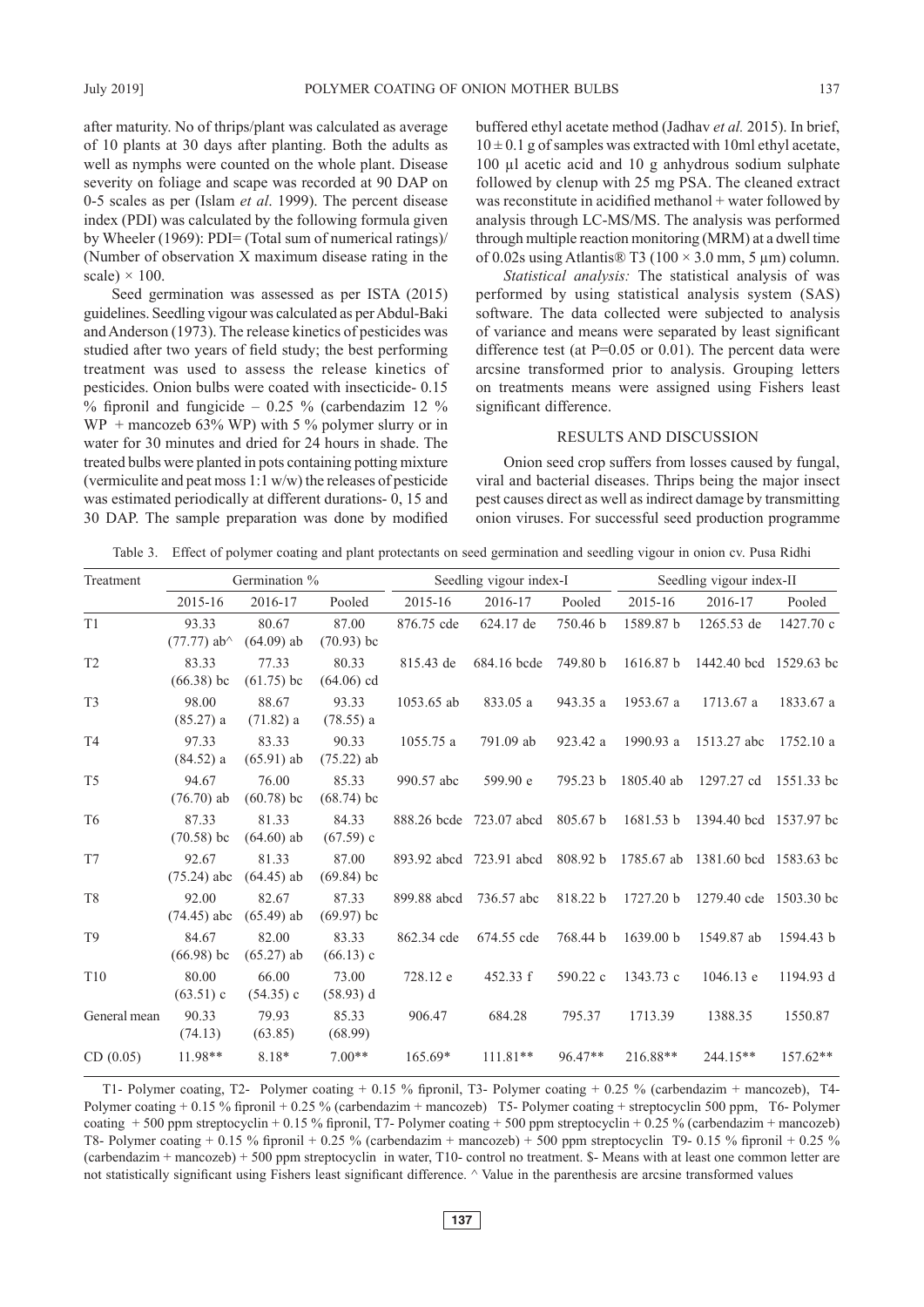after maturity. No of thrips/plant was calculated as average of 10 plants at 30 days after planting. Both the adults as well as nymphs were counted on the whole plant. Disease severity on foliage and scape was recorded at 90 DAP on 0-5 scales as per (Islam *et al*. 1999). The percent disease index (PDI) was calculated by the following formula given by Wheeler (1969): PDI= (Total sum of numerical ratings)/ (Number of observation X maximum disease rating in the scale) × 100.

Seed germination was assessed as per ISTA (2015) guidelines. Seedling vigour was calculated as per Abdul-Baki and Anderson (1973). The release kinetics of pesticides was studied after two years of field study; the best performing treatment was used to assess the release kinetics of pesticides. Onion bulbs were coated with insecticide- 0.15 % fipronil and fungicide – 0.25 % (carbendazim 12 % WP + mancozeb 63% WP) with 5 % polymer slurry or in water for 30 minutes and dried for 24 hours in shade. The treated bulbs were planted in pots containing potting mixture (vermiculite and peat moss 1:1 w/w) the releases of pesticide was estimated periodically at different durations- 0, 15 and 30 DAP. The sample preparation was done by modified buffered ethyl acetate method (Jadhav *et al.* 2015). In brief, 10 ± 0.1 g of samples was extracted with 10ml ethyl acetate, 100 µl acetic acid and 10 g anhydrous sodium sulphate followed by clenup with 25 mg PSA. The cleaned extract was reconstitute in acidified methanol + water followed by analysis through LC-MS/MS. The analysis was performed through multiple reaction monitoring (MRM) at a dwell time of 0.02s using Atlantis® T3 (100 × 3.0 mm, 5 µm) column.

*Statistical analysis:* The statistical analysis of was performed by using statistical analysis system (SAS) software. The data collected were subjected to analysis of variance and means were separated by least significant difference test (at P=0.05 or 0.01). The percent data were arcsine transformed prior to analysis. Grouping letters on treatments means were assigned using Fishers least significant difference.

## RESULTS AND DISCUSSION

Onion seed crop suffers from losses caused by fungal, viral and bacterial diseases. Thrips being the major insect pest causes direct as well as indirect damage by transmitting onion viruses. For successful seed production programme

Table 3. Effect of polymer coating and plant protectants on seed germination and seedling vigour in onion cv. Pusa Ridhi

| Treatment | Germination % | | | Seedling vigour index-I | | | Seedling vigour index-II | | |
|---|---|---|---|---|---|---|---|---|---|
| | 2015-16 | 2016-17 | Pooled | 2015-16 | 2016-17 | Pooled | 2015-16 | 2016-17 | Pooled |
| T1 | 93.33 (77.77) ab^ | 80.67 (64.09) ab | 87.00 (70.93) bc | 876.75 cde | 624.17 de | 750.46 b | 1589.87 b | 1265.53 de | 1427.70 c |
| T2 | 83.33 (66.38) bc | 77.33 (61.75) bc | 80.33 (64.06) cd | 815.43 de | 684.16 bcde | 749.80 b | 1616.87 b | 1442.40 bcd | 1529.63 bc |
| T3 | 98.00 (85.27) a | 88.67 (71.82) a | 93.33 (78.55) a | 1053.65 ab | 833.05 a | 943.35 a | 1953.67 a | 1713.67 a | 1833.67 a |
| T4 | 97.33 (84.52) a | 83.33 (65.91) ab | 90.33 (75.22) ab | 1055.75 a | 791.09 ab | 923.42 a | 1990.93 a | 1513.27 abc | 1752.10 a |
| T5 | 94.67 (76.70) ab | 76.00 (60.78) bc | 85.33 (68.74) bc | 990.57 abc | 599.90 e | 795.23 b | 1805.40 ab | 1297.27 cd | 1551.33 bc |
| T6 | 87.33 (70.58) bc | 81.33 (64.60) ab | 84.33 (67.59) c | 888.26 bcde | 723.07 abcd | 805.67 b | 1681.53 b | 1394.40 bcd | 1537.97 bc |
| T7 | 92.67 (75.24) abc | 81.33 (64.45) ab | 87.00 (69.84) bc | 893.92 abcd | 723.91 abcd | 808.92 b | 1785.67 ab | 1381.60 bcd | 1583.63 bc |
| T8 | 92.00 (74.45) abc | 82.67 (65.49) ab | 87.33 (69.97) bc | 899.88 abcd | 736.57 abc | 818.22 b | 1727.20 b | 1279.40 cde | 1503.30 bc |
| T9 | 84.67 (66.98) bc | 82.00 (65.27) ab | 83.33 (66.13) c | 862.34 cde | 674.55 cde | 768.44 b | 1639.00 b | 1549.87 ab | 1594.43 b |
| T10 | 80.00 (63.51) c | 66.00 (54.35) c | 73.00 (58.93) d | 728.12 e | 452.33 f | 590.22 c | 1343.73 c | 1046.13 e | 1194.93 d |
| General mean | 90.33 (74.13) | 79.93 (63.85) | 85.33 (68.99) | 906.47 | 684.28 | 795.37 | 1713.39 | 1388.35 | 1550.87 |
| CD (0.05) | 11.98** | 8.18* | 7.00** | 165.69* | 111.81** | 96.47** | 216.88** | 244.15** | 157.62** |

T1- Polymer coating, T2- Polymer coating + 0.15 % fipronil, T3- Polymer coating + 0.25 % (carbendazim + mancozeb), T4- Polymer coating + 0.15 % fipronil + 0.25 % (carbendazim + mancozeb) T5- Polymer coating + streptocyclin 500 ppm, T6- Polymer coating + 500 ppm streptocyclin + 0.15 % fipronil, T7- Polymer coating + 500 ppm streptocyclin + 0.25 % (carbendazim + mancozeb) T8- Polymer coating + 0.15 % fipronil + 0.25 % (carbendazim + mancozeb) + 500 ppm streptocyclin T9- 0.15 % fipronil + 0.25 % (carbendazim + mancozeb) + 500 ppm streptocyclin in water, T10- control no treatment. $- Means with at least one common letter are not statistically significant using Fishers least significant difference. ^ Value in the parenthesis are arcsine transformed values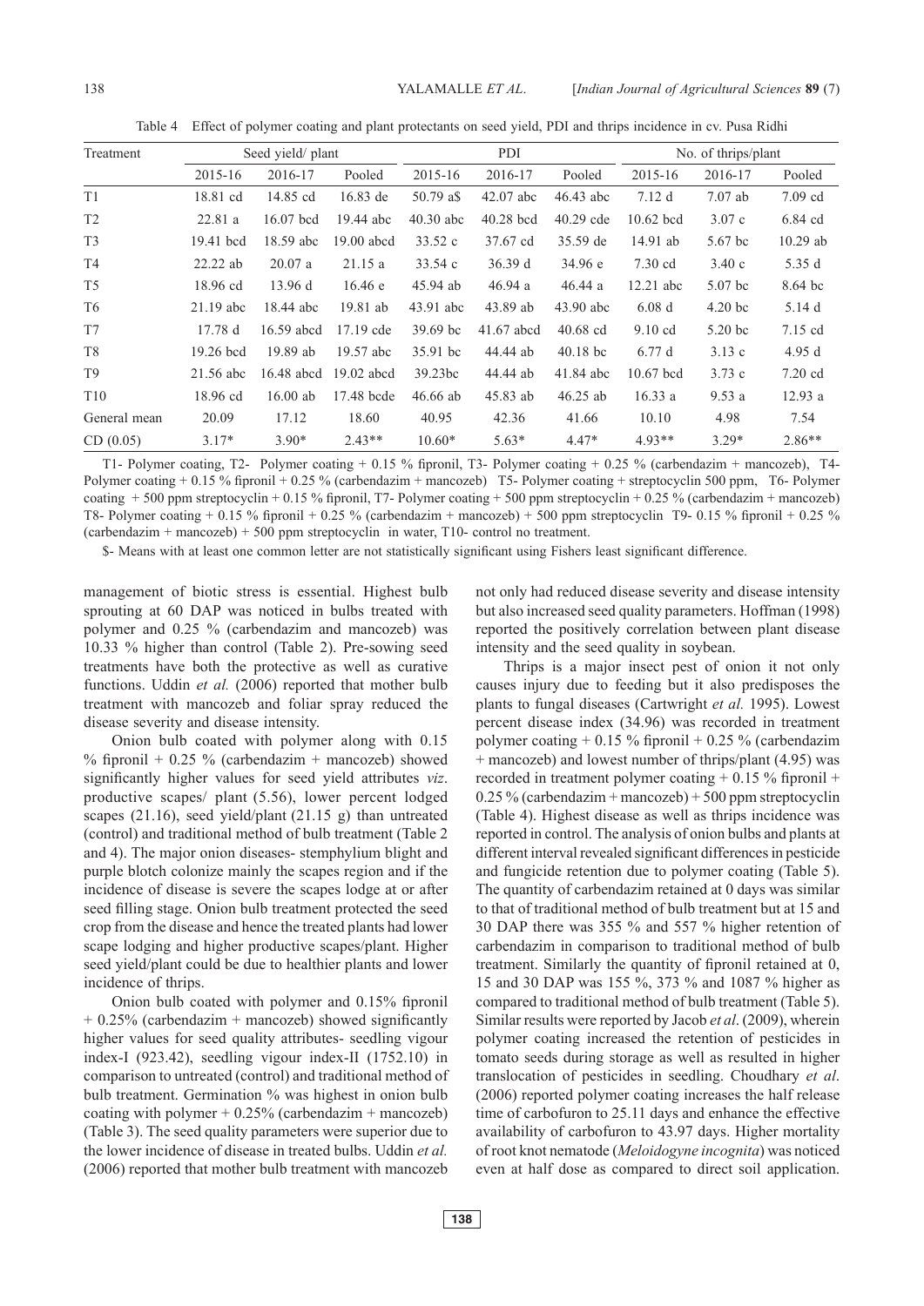Table 4 Effect of polymer coating and plant protectants on seed yield, PDI and thrips incidence in cv. Pusa Ridhi

| Treatment | Seed yield/ plant | | | PDI | | | No. of thrips/plant | | |
|---|---|---|---|---|---|---|---|---|---|
| | 2015-16 | 2016-17 | Pooled | 2015-16 | 2016-17 | Pooled | 2015-16 | 2016-17 | Pooled |
| T1 | 18.81 cd | 14.85 cd | 16.83 de | 50.79 a$ | 42.07 abc | 46.43 abc | 7.12 d | 7.07 ab | 7.09 cd |
| T2 | 22.81 a | 16.07 bcd | 19.44 abc | 40.30 abc | 40.28 bcd | 40.29 cde | 10.62 bcd | 3.07 c | 6.84 cd |
| T3 | 19.41 bcd | 18.59 abc | 19.00 abcd | 33.52 c | 37.67 cd | 35.59 de | 14.91 ab | 5.67 bc | 10.29 ab |
| T4 | 22.22 ab | 20.07 a | 21.15 a | 33.54 c | 36.39 d | 34.96 e | 7.30 cd | 3.40 c | 5.35 d |
| T5 | 18.96 cd | 13.96 d | 16.46 e | 45.94 ab | 46.94 a | 46.44 a | 12.21 abc | 5.07 bc | 8.64 bc |
| T6 | 21.19 abc | 18.44 abc | 19.81 ab | 43.91 abc | 43.89 ab | 43.90 abc | 6.08 d | 4.20 bc | 5.14 d |
| T7 | 17.78 d | 16.59 abcd | 17.19 cde | 39.69 bc | 41.67 abcd | 40.68 cd | 9.10 cd | 5.20 bc | 7.15 cd |
| T8 | 19.26 bcd | 19.89 ab | 19.57 abc | 35.91 bc | 44.44 ab | 40.18 bc | 6.77 d | 3.13 c | 4.95 d |
| T9 | 21.56 abc | 16.48 abcd | 19.02 abcd | 39.23bc | 44.44 ab | 41.84 abc | 10.67 bcd | 3.73 c | 7.20 cd |
| T10 | 18.96 cd | 16.00 ab | 17.48 bcde | 46.66 ab | 45.83 ab | 46.25 ab | 16.33 a | 9.53 a | 12.93 a |
| General mean | 20.09 | 17.12 | 18.60 | 40.95 | 42.36 | 41.66 | 10.10 | 4.98 | 7.54 |
| CD (0.05) | 3.17* | 3.90* | 2.43** | 10.60* | 5.63* | 4.47* | 4.93** | 3.29* | 2.86** |

T1- Polymer coating, T2- Polymer coating + 0.15 % fipronil, T3- Polymer coating + 0.25 % (carbendazim + mancozeb), T4- Polymer coating + 0.15 % fipronil + 0.25 % (carbendazim + mancozeb) T5- Polymer coating + streptocyclin 500 ppm, T6- Polymer coating + 500 ppm streptocyclin + 0.15 % fipronil, T7- Polymer coating + 500 ppm streptocyclin + 0.25 % (carbendazim + mancozeb) T8- Polymer coating + 0.15 % fipronil + 0.25 % (carbendazim + mancozeb) + 500 ppm streptocyclin T9- 0.15 % fipronil + 0.25 % (carbendazim + mancozeb) + 500 ppm streptocyclin in water, T10- control no treatment.

$- Means with at least one common letter are not statistically significant using Fishers least significant difference.

management of biotic stress is essential. Highest bulb sprouting at 60 DAP was noticed in bulbs treated with polymer and 0.25 % (carbendazim and mancozeb) was 10.33 % higher than control (Table 2). Pre-sowing seed treatments have both the protective as well as curative functions. Uddin *et al.* (2006) reported that mother bulb treatment with mancozeb and foliar spray reduced the disease severity and disease intensity.

Onion bulb coated with polymer along with 0.15 % fipronil + 0.25 % (carbendazim + mancozeb) showed significantly higher values for seed yield attributes *viz*. productive scapes/ plant (5.56), lower percent lodged scapes (21.16), seed yield/plant (21.15 g) than untreated (control) and traditional method of bulb treatment (Table 2 and 4). The major onion diseases- stemphylium blight and purple blotch colonize mainly the scapes region and if the incidence of disease is severe the scapes lodge at or after seed filling stage. Onion bulb treatment protected the seed crop from the disease and hence the treated plants had lower scape lodging and higher productive scapes/plant. Higher seed yield/plant could be due to healthier plants and lower incidence of thrips.

Onion bulb coated with polymer and 0.15% fipronil + 0.25% (carbendazim + mancozeb) showed significantly higher values for seed quality attributes- seedling vigour index-I (923.42), seedling vigour index-II (1752.10) in comparison to untreated (control) and traditional method of bulb treatment. Germination % was highest in onion bulb coating with polymer + 0.25% (carbendazim + mancozeb) (Table 3). The seed quality parameters were superior due to the lower incidence of disease in treated bulbs. Uddin *et al.* (2006) reported that mother bulb treatment with mancozeb not only had reduced disease severity and disease intensity but also increased seed quality parameters. Hoffman (1998) reported the positively correlation between plant disease intensity and the seed quality in soybean.

Thrips is a major insect pest of onion it not only causes injury due to feeding but it also predisposes the plants to fungal diseases (Cartwright *et al.* 1995). Lowest percent disease index (34.96) was recorded in treatment polymer coating + 0.15 % fipronil + 0.25 % (carbendazim + mancozeb) and lowest number of thrips/plant (4.95) was recorded in treatment polymer coating + 0.15 % fipronil + 0.25 % (carbendazim + mancozeb) + 500 ppm streptocyclin (Table 4). Highest disease as well as thrips incidence was reported in control. The analysis of onion bulbs and plants at different interval revealed significant differences in pesticide and fungicide retention due to polymer coating (Table 5). The quantity of carbendazim retained at 0 days was similar to that of traditional method of bulb treatment but at 15 and 30 DAP there was 355 % and 557 % higher retention of carbendazim in comparison to traditional method of bulb treatment. Similarly the quantity of fipronil retained at 0, 15 and 30 DAP was 155 %, 373 % and 1087 % higher as compared to traditional method of bulb treatment (Table 5). Similar results were reported by Jacob *et al*. (2009), wherein polymer coating increased the retention of pesticides in tomato seeds during storage as well as resulted in higher translocation of pesticides in seedling. Choudhary *et al*. (2006) reported polymer coating increases the half release time of carbofuron to 25.11 days and enhance the effective availability of carbofuron to 43.97 days. Higher mortality of root knot nematode (*Meloidogyne incognita*) was noticed even at half dose as compared to direct soil application.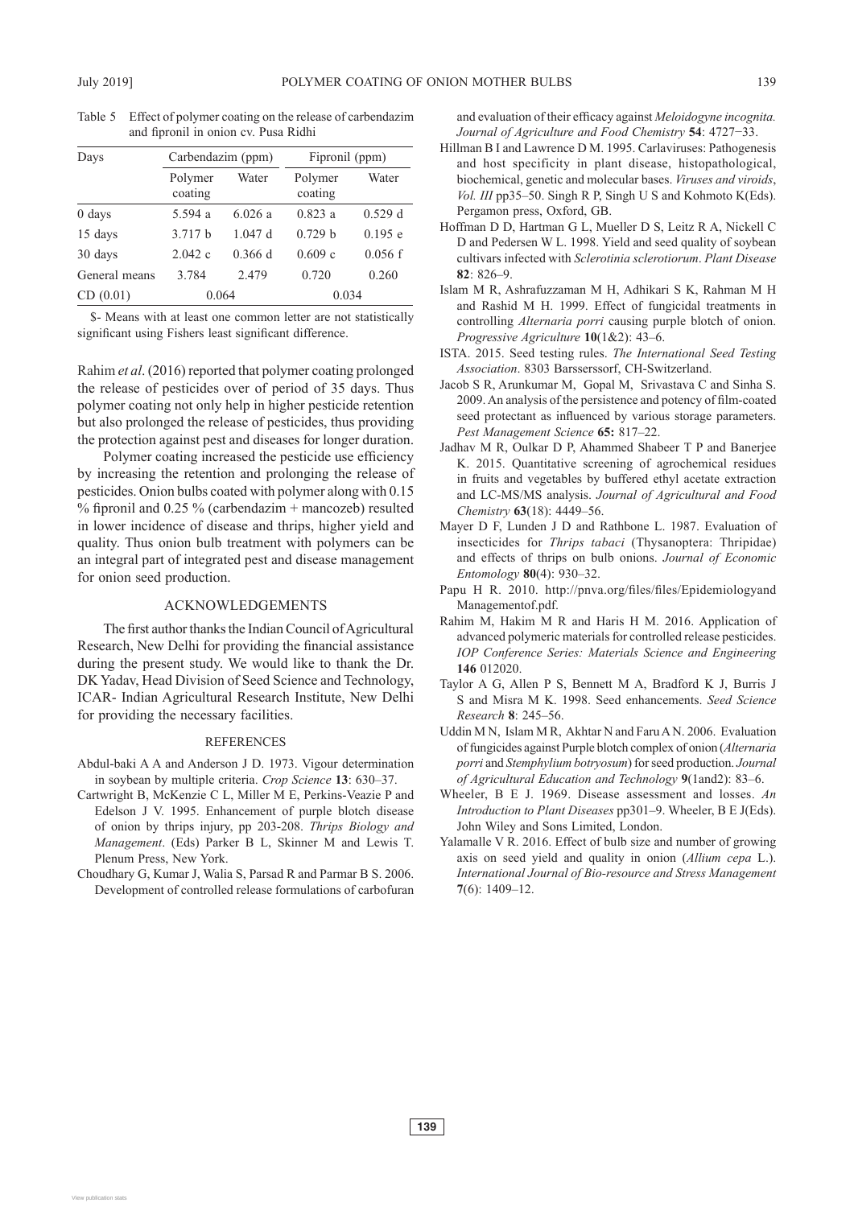Table 5 Effect of polymer coating on the release of carbendazim and fipronil in onion cv. Pusa Ridhi

| Days | Carbendazim (ppm) | | Fipronil (ppm) | |
|---|---|---|---|---|
| | Polymer coating | Water | Polymer coating | Water |
| 0 days | 5.594 a | 6.026 a | 0.823 a | 0.529 d |
| 15 days | 3.717 b | 1.047 d | 0.729 b | 0.195 e |
| 30 days | 2.042 c | 0.366 d | 0.609 c | 0.056 f |
| General means | 3.784 | 2.479 | 0.720 | 0.260 |
| CD (0.01) | 0.064 | | 0.034 | |

$- Means with at least one common letter are not statistically significant using Fishers least significant difference.

Rahim *et al*. (2016) reported that polymer coating prolonged the release of pesticides over of period of 35 days. Thus polymer coating not only help in higher pesticide retention but also prolonged the release of pesticides, thus providing the protection against pest and diseases for longer duration.

Polymer coating increased the pesticide use efficiency by increasing the retention and prolonging the release of pesticides. Onion bulbs coated with polymer along with 0.15 % fipronil and 0.25 % (carbendazim + mancozeb) resulted in lower incidence of disease and thrips, higher yield and quality. Thus onion bulb treatment with polymers can be an integral part of integrated pest and disease management for onion seed production.

## ACKNOWLEDGEMENTS

The first author thanks the Indian Council of Agricultural Research, New Delhi for providing the financial assistance during the present study. We would like to thank the Dr. DK Yadav, Head Division of Seed Science and Technology, ICAR- Indian Agricultural Research Institute, New Delhi for providing the necessary facilities.

## REFERENCES

Abdul-baki A A and Anderson J D. 1973. Vigour determination in soybean by multiple criteria. *Crop Science* **13**: 630–37.

Cartwright B, McKenzie C L, Miller M E, Perkins-Veazie P and Edelson J V. 1995. Enhancement of purple blotch disease of onion by thrips injury, pp 203-208. *Thrips Biology and Management*. (Eds) Parker B L, Skinner M and Lewis T. Plenum Press, New York.

Choudhary G, Kumar J, Walia S, Parsad R and Parmar B S. 2006. Development of controlled release formulations of carbofuran and evaluation of their efficacy against *Meloidogyne incognita. Journal of Agriculture and Food Chemistry* **54**: 4727−33.

Hillman B I and Lawrence D M. 1995. Carlaviruses: Pathogenesis and host specificity in plant disease, histopathological, biochemical, genetic and molecular bases. *Viruses and viroids*, *Vol. III* pp35–50. Singh R P, Singh U S and Kohmoto K(Eds). Pergamon press, Oxford, GB.

Hoffman D D, Hartman G L, Mueller D S, Leitz R A, Nickell C D and Pedersen W L. 1998. Yield and seed quality of soybean cultivars infected with *Sclerotinia sclerotiorum*. *Plant Disease* **82**: 826–9.

Islam M R, Ashrafuzzaman M H, Adhikari S K, Rahman M H and Rashid M H. 1999. Effect of fungicidal treatments in controlling *Alternaria porri* causing purple blotch of onion. *Progressive Agriculture* **10**(1&2): 43–6.

ISTA. 2015. Seed testing rules. *The International Seed Testing Association*. 8303 Barsserssorf, CH-Switzerland.

Jacob S R, Arunkumar M, Gopal M, Srivastava C and Sinha S. 2009. An analysis of the persistence and potency of film-coated seed protectant as influenced by various storage parameters. *Pest Management Science* **65:** 817–22.

Jadhav M R, Oulkar D P, Ahammed Shabeer T P and Banerjee K. 2015. Quantitative screening of agrochemical residues in fruits and vegetables by buffered ethyl acetate extraction and LC-MS/MS analysis. *Journal of Agricultural and Food Chemistry* **63**(18): 4449–56.

Mayer D F, Lunden J D and Rathbone L. 1987. Evaluation of insecticides for *Thrips tabaci* (Thysanoptera: Thripidae) and effects of thrips on bulb onions. *Journal of Economic Entomology* **80**(4): 930–32.

Papu H R. 2010. http://pnva.org/files/files/Epidemiologyand Managementof.pdf.

Rahim M, Hakim M R and Haris H M. 2016. Application of advanced polymeric materials for controlled release pesticides. *IOP Conference Series: Materials Science and Engineering* **146** 012020.

Taylor A G, Allen P S, Bennett M A, Bradford K J, Burris J S and Misra M K. 1998. Seed enhancements. *Seed Science Research* **8**: 245–56.

Uddin M N, Islam M R, Akhtar N and Faru A N. 2006. Evaluation of fungicides against Purple blotch complex of onion (*Alternaria porri* and *Stemphylium botryosum*) for seed production. *Journal of Agricultural Education and Technology* **9**(1and2): 83–6.

Wheeler, B E J. 1969. Disease assessment and losses. *An Introduction to Plant Diseases* pp301–9. Wheeler, B E J(Eds). John Wiley and Sons Limited, London.

Yalamalle V R. 2016. Effect of bulb size and number of growing axis on seed yield and quality in onion (*Allium cepa* L.). *International Journal of Bio-resource and Stress Management* **7**(6): 1409–12.